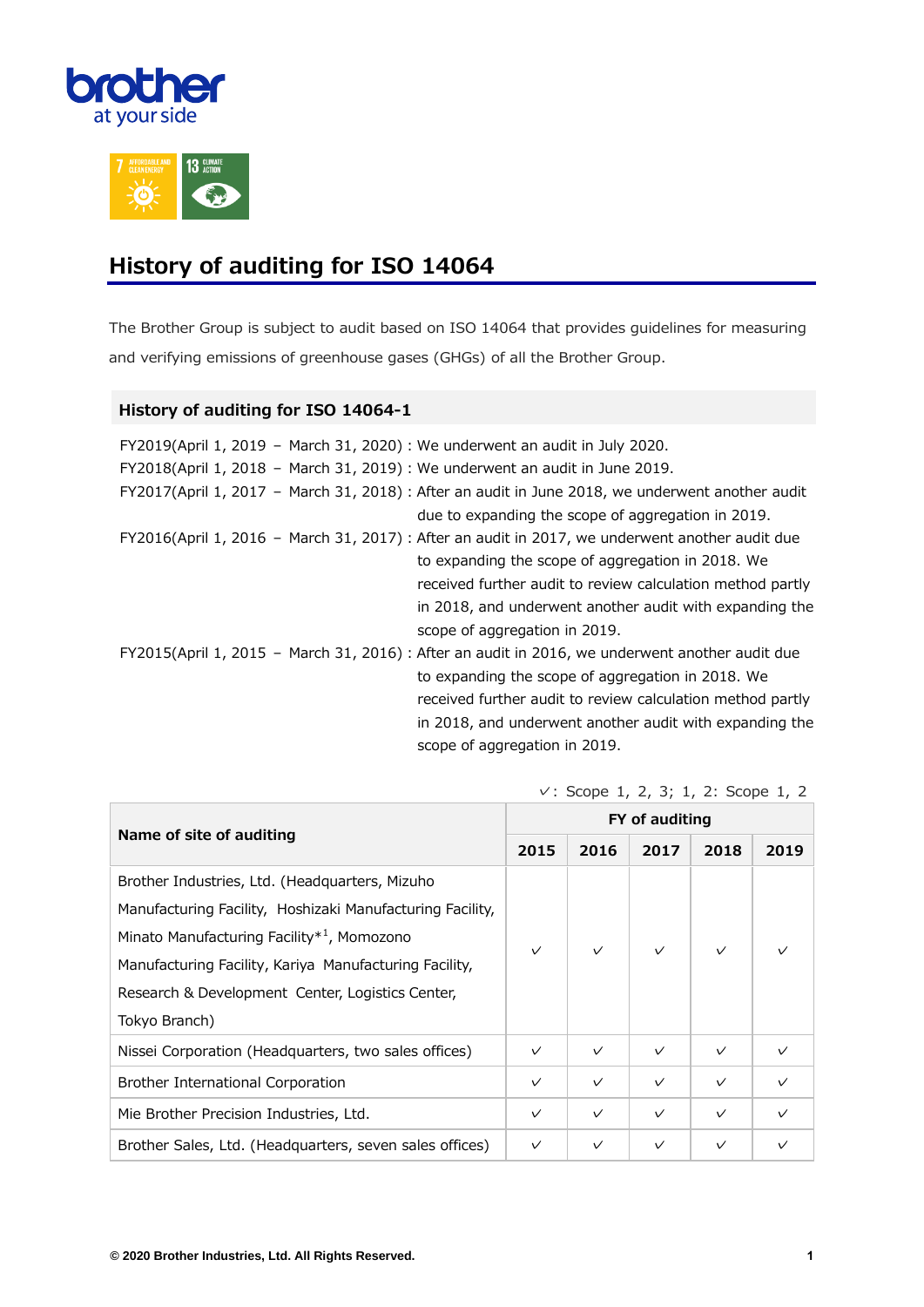# History of auditing for ISO 14064

The Brother Group is subject to audit based on ISO 14064 that provides guidelines for measuring and verifying emissions of greenhouse gases (GHGs) of all the Brother Group.

## History of auditing for ISO 14064-1

FY2019(April 1, 2019 – March 31, 2020) : We underwent an audit in July 2020.

FY2018(April 1, 2018 – March 31, 2019) : We underwent an audit in June 2019.

FY2017(April 1, 2017 – March 31, 2018) : After an audit in June 2018, we underwent another audit due to expanding the scope of aggregation in 2019.

FY2016(April 1, 2016 – March 31, 2017) : After an audit in 2017, we underwent another audit due to expanding the scope of aggregation in 2018. We received further audit to review calculation method partly in 2018, and underwent another audit with expanding the scope of aggregation in 2019.

FY2015(April 1, 2015 – March 31, 2016) : After an audit in 2016, we underwent another audit due to expanding the scope of aggregation in 2018. We received further audit to review calculation method partly in 2018, and underwent another audit with expanding the scope of aggregation in 2019.

✓: Scope 1, 2, 3; 1, 2: Scope 1, 2

| Name of site of auditing | FY of auditing | | | | |
|---|---|---|---|---|---|
| | 2015 | 2016 | 2017 | 2018 | 2019 |
| Brother Industries, Ltd. (Headquarters, Mizuho Manufacturing Facility, Hoshizaki Manufacturing Facility, Minato Manufacturing Facility*1, Momozono Manufacturing Facility, Kariya Manufacturing Facility, Research & Development Center, Logistics Center, Tokyo Branch) | ✓ | ✓ | ✓ | ✓ | ✓ |
| Nissei Corporation (Headquarters, two sales offices) | ✓ | ✓ | ✓ | ✓ | ✓ |
| Brother International Corporation | ✓ | ✓ | ✓ | ✓ | ✓ |
| Mie Brother Precision Industries, Ltd. | ✓ | ✓ | ✓ | ✓ | ✓ |
| Brother Sales, Ltd. (Headquarters, seven sales offices) | ✓ | ✓ | ✓ | ✓ | ✓ |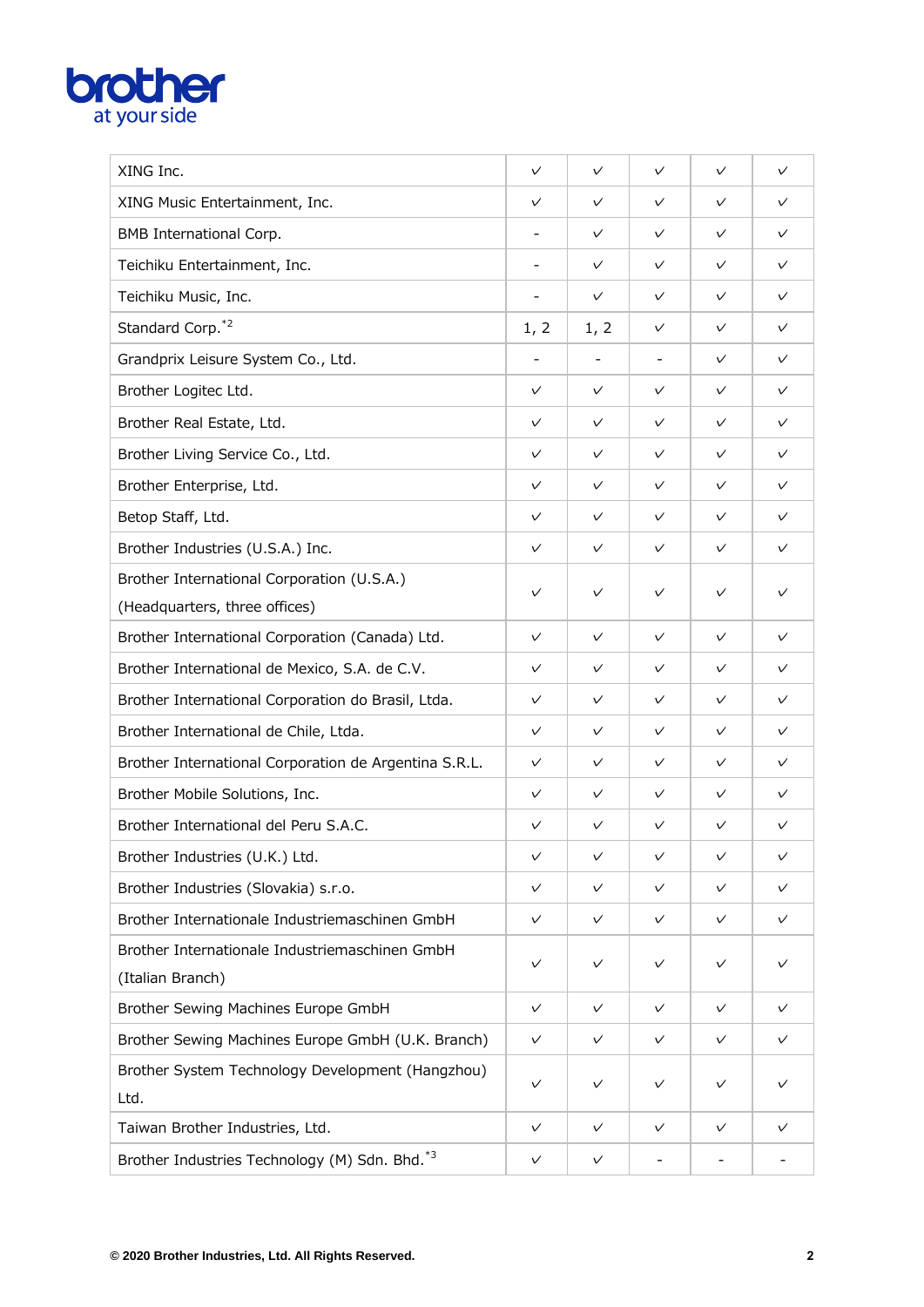| | | | | | |
|---|---|---|---|---|---|
| XING Inc. | ✓ | ✓ | ✓ | ✓ | ✓ |
| XING Music Entertainment, Inc. | ✓ | ✓ | ✓ | ✓ | ✓ |
| BMB International Corp. | - | ✓ | ✓ | ✓ | ✓ |
| Teichiku Entertainment, Inc. | - | ✓ | ✓ | ✓ | ✓ |
| Teichiku Music, Inc. | - | ✓ | ✓ | ✓ | ✓ |
| Standard Corp.*2 | 1, 2 | 1, 2 | ✓ | ✓ | ✓ |
| Grandprix Leisure System Co., Ltd. | - | - | - | ✓ | ✓ |
| Brother Logitec Ltd. | ✓ | ✓ | ✓ | ✓ | ✓ |
| Brother Real Estate, Ltd. | ✓ | ✓ | ✓ | ✓ | ✓ |
| Brother Living Service Co., Ltd. | ✓ | ✓ | ✓ | ✓ | ✓ |
| Brother Enterprise, Ltd. | ✓ | ✓ | ✓ | ✓ | ✓ |
| Betop Staff, Ltd. | ✓ | ✓ | ✓ | ✓ | ✓ |
| Brother Industries (U.S.A.) Inc. | ✓ | ✓ | ✓ | ✓ | ✓ |
| Brother International Corporation (U.S.A.) (Headquarters, three offices) | ✓ | ✓ | ✓ | ✓ | ✓ |
| Brother International Corporation (Canada) Ltd. | ✓ | ✓ | ✓ | ✓ | ✓ |
| Brother International de Mexico, S.A. de C.V. | ✓ | ✓ | ✓ | ✓ | ✓ |
| Brother International Corporation do Brasil, Ltda. | ✓ | ✓ | ✓ | ✓ | ✓ |
| Brother International de Chile, Ltda. | ✓ | ✓ | ✓ | ✓ | ✓ |
| Brother International Corporation de Argentina S.R.L. | ✓ | ✓ | ✓ | ✓ | ✓ |
| Brother Mobile Solutions, Inc. | ✓ | ✓ | ✓ | ✓ | ✓ |
| Brother International del Peru S.A.C. | ✓ | ✓ | ✓ | ✓ | ✓ |
| Brother Industries (U.K.) Ltd. | ✓ | ✓ | ✓ | ✓ | ✓ |
| Brother Industries (Slovakia) s.r.o. | ✓ | ✓ | ✓ | ✓ | ✓ |
| Brother Internationale Industriemaschinen GmbH | ✓ | ✓ | ✓ | ✓ | ✓ |
| Brother Internationale Industriemaschinen GmbH (Italian Branch) | ✓ | ✓ | ✓ | ✓ | ✓ |
| Brother Sewing Machines Europe GmbH | ✓ | ✓ | ✓ | ✓ | ✓ |
| Brother Sewing Machines Europe GmbH (U.K. Branch) | ✓ | ✓ | ✓ | ✓ | ✓ |
| Brother System Technology Development (Hangzhou) Ltd. | ✓ | ✓ | ✓ | ✓ | ✓ |
| Taiwan Brother Industries, Ltd. | ✓ | ✓ | ✓ | ✓ | ✓ |
| Brother Industries Technology (M) Sdn. Bhd.*3 | ✓ | ✓ | - | - | - |

© 2020 Brother Industries, Ltd. All Rights Reserved.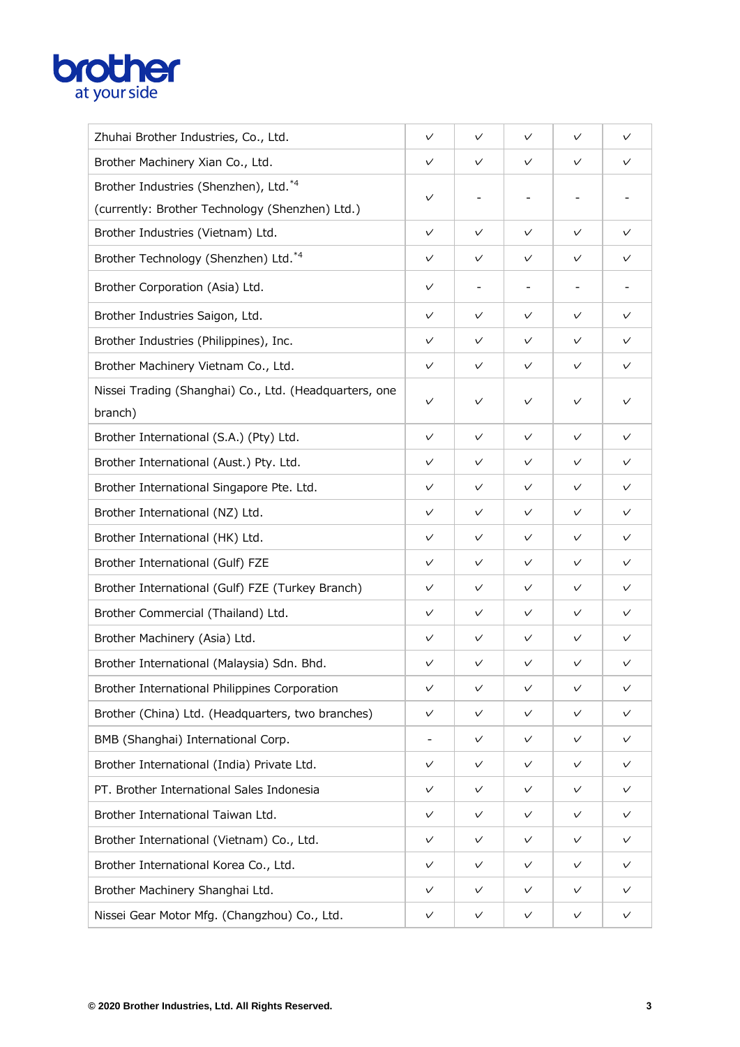| | | | | | |
|---|---|---|---|---|---|
| Zhuhai Brother Industries, Co., Ltd. | ✓ | ✓ | ✓ | ✓ | ✓ |
| Brother Machinery Xian Co., Ltd. | ✓ | ✓ | ✓ | ✓ | ✓ |
| Brother Industries (Shenzhen), Ltd.*4 (currently: Brother Technology (Shenzhen) Ltd.) | ✓ | - | - | - | - |
| Brother Industries (Vietnam) Ltd. | ✓ | ✓ | ✓ | ✓ | ✓ |
| Brother Technology (Shenzhen) Ltd.*4 | ✓ | ✓ | ✓ | ✓ | ✓ |
| Brother Corporation (Asia) Ltd. | ✓ | - | - | - | - |
| Brother Industries Saigon, Ltd. | ✓ | ✓ | ✓ | ✓ | ✓ |
| Brother Industries (Philippines), Inc. | ✓ | ✓ | ✓ | ✓ | ✓ |
| Brother Machinery Vietnam Co., Ltd. | ✓ | ✓ | ✓ | ✓ | ✓ |
| Nissei Trading (Shanghai) Co., Ltd. (Headquarters, one branch) | ✓ | ✓ | ✓ | ✓ | ✓ |
| Brother International (S.A.) (Pty) Ltd. | ✓ | ✓ | ✓ | ✓ | ✓ |
| Brother International (Aust.) Pty. Ltd. | ✓ | ✓ | ✓ | ✓ | ✓ |
| Brother International Singapore Pte. Ltd. | ✓ | ✓ | ✓ | ✓ | ✓ |
| Brother International (NZ) Ltd. | ✓ | ✓ | ✓ | ✓ | ✓ |
| Brother International (HK) Ltd. | ✓ | ✓ | ✓ | ✓ | ✓ |
| Brother International (Gulf) FZE | ✓ | ✓ | ✓ | ✓ | ✓ |
| Brother International (Gulf) FZE (Turkey Branch) | ✓ | ✓ | ✓ | ✓ | ✓ |
| Brother Commercial (Thailand) Ltd. | ✓ | ✓ | ✓ | ✓ | ✓ |
| Brother Machinery (Asia) Ltd. | ✓ | ✓ | ✓ | ✓ | ✓ |
| Brother International (Malaysia) Sdn. Bhd. | ✓ | ✓ | ✓ | ✓ | ✓ |
| Brother International Philippines Corporation | ✓ | ✓ | ✓ | ✓ | ✓ |
| Brother (China) Ltd. (Headquarters, two branches) | ✓ | ✓ | ✓ | ✓ | ✓ |
| BMB (Shanghai) International Corp. | - | ✓ | ✓ | ✓ | ✓ |
| Brother International (India) Private Ltd. | ✓ | ✓ | ✓ | ✓ | ✓ |
| PT. Brother International Sales Indonesia | ✓ | ✓ | ✓ | ✓ | ✓ |
| Brother International Taiwan Ltd. | ✓ | ✓ | ✓ | ✓ | ✓ |
| Brother International (Vietnam) Co., Ltd. | ✓ | ✓ | ✓ | ✓ | ✓ |
| Brother International Korea Co., Ltd. | ✓ | ✓ | ✓ | ✓ | ✓ |
| Brother Machinery Shanghai Ltd. | ✓ | ✓ | ✓ | ✓ | ✓ |
| Nissei Gear Motor Mfg. (Changzhou) Co., Ltd. | ✓ | ✓ | ✓ | ✓ | ✓ |

**© 2020 Brother Industries, Ltd. All Rights Reserved.**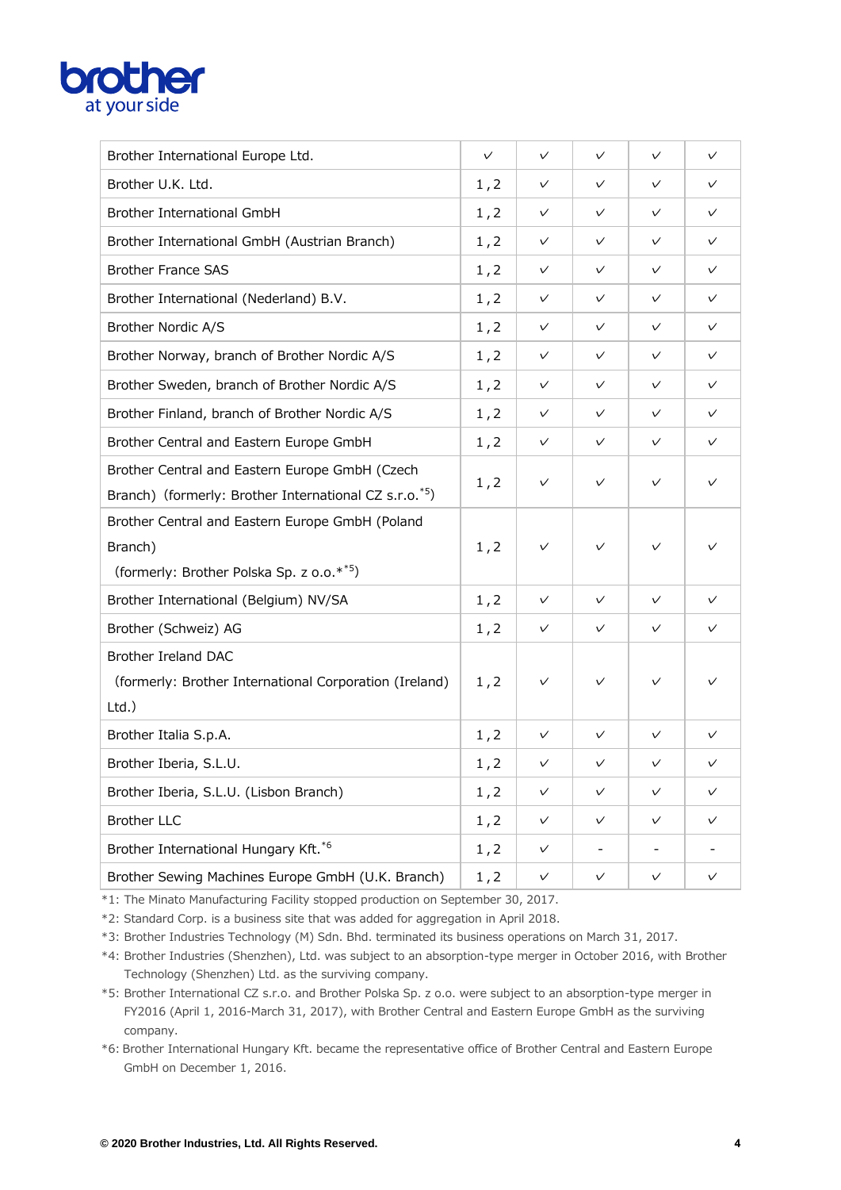| | | | | | |
|---|---|---|---|---|---|
| Brother International Europe Ltd. | ✓ | ✓ | ✓ | ✓ | ✓ |
| Brother U.K. Ltd. | 1,2 | ✓ | ✓ | ✓ | ✓ |
| Brother International GmbH | 1,2 | ✓ | ✓ | ✓ | ✓ |
| Brother International GmbH (Austrian Branch) | 1,2 | ✓ | ✓ | ✓ | ✓ |
| Brother France SAS | 1,2 | ✓ | ✓ | ✓ | ✓ |
| Brother International (Nederland) B.V. | 1,2 | ✓ | ✓ | ✓ | ✓ |
| Brother Nordic A/S | 1,2 | ✓ | ✓ | ✓ | ✓ |
| Brother Norway, branch of Brother Nordic A/S | 1,2 | ✓ | ✓ | ✓ | ✓ |
| Brother Sweden, branch of Brother Nordic A/S | 1,2 | ✓ | ✓ | ✓ | ✓ |
| Brother Finland, branch of Brother Nordic A/S | 1,2 | ✓ | ✓ | ✓ | ✓ |
| Brother Central and Eastern Europe GmbH | 1,2 | ✓ | ✓ | ✓ | ✓ |
| Brother Central and Eastern Europe GmbH (Czech Branch) (formerly: Brother International CZ s.r.o.*5) | 1,2 | ✓ | ✓ | ✓ | ✓ |
| Brother Central and Eastern Europe GmbH (Poland Branch) (formerly: Brother Polska Sp. z o.o.**5) | 1,2 | ✓ | ✓ | ✓ | ✓ |
| Brother International (Belgium) NV/SA | 1,2 | ✓ | ✓ | ✓ | ✓ |
| Brother (Schweiz) AG | 1,2 | ✓ | ✓ | ✓ | ✓ |
| Brother Ireland DAC (formerly: Brother International Corporation (Ireland) Ltd.) | 1,2 | ✓ | ✓ | ✓ | ✓ |
| Brother Italia S.p.A. | 1,2 | ✓ | ✓ | ✓ | ✓ |
| Brother Iberia, S.L.U. | 1,2 | ✓ | ✓ | ✓ | ✓ |
| Brother Iberia, S.L.U. (Lisbon Branch) | 1,2 | ✓ | ✓ | ✓ | ✓ |
| Brother LLC | 1,2 | ✓ | ✓ | ✓ | ✓ |
| Brother International Hungary Kft.*6 | 1,2 | ✓ | - | - | - |
| Brother Sewing Machines Europe GmbH (U.K. Branch) | 1,2 | ✓ | ✓ | ✓ | ✓ |

*1: The Minato Manufacturing Facility stopped production on September 30, 2017.

*2: Standard Corp. is a business site that was added for aggregation in April 2018.

*3: Brother Industries Technology (M) Sdn. Bhd. terminated its business operations on March 31, 2017.

*4: Brother Industries (Shenzhen), Ltd. was subject to an absorption-type merger in October 2016, with Brother Technology (Shenzhen) Ltd. as the surviving company.

*5: Brother International CZ s.r.o. and Brother Polska Sp. z o.o. were subject to an absorption-type merger in FY2016 (April 1, 2016-March 31, 2017), with Brother Central and Eastern Europe GmbH as the surviving company.

*6: Brother International Hungary Kft. became the representative office of Brother Central and Eastern Europe GmbH on December 1, 2016.

**© 2020 Brother Industries, Ltd. All Rights Reserved.**